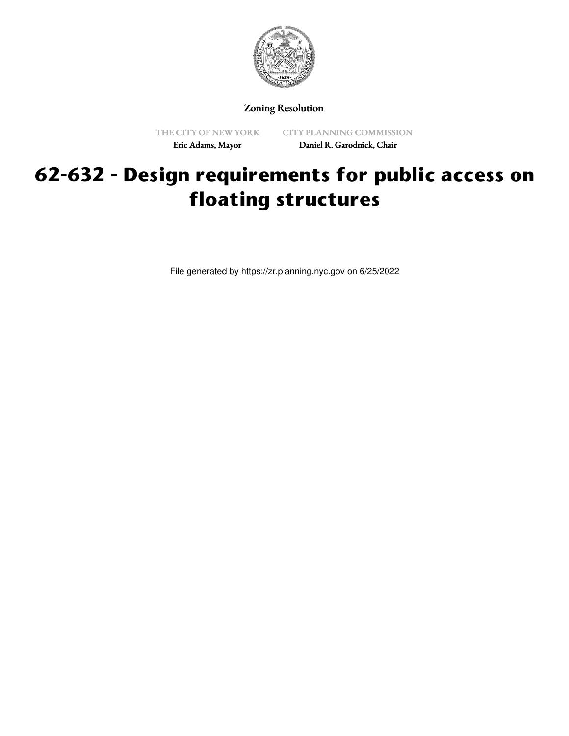Zoning Resolution

THE CITY OF NEW YORK
Eric Adams, Mayor

CITY PLANNING COMMISSION
Daniel R. Garodnick, Chair

# 62-632 - Design requirements for public access on floating structures

File generated by https://zr.planning.nyc.gov on 6/25/2022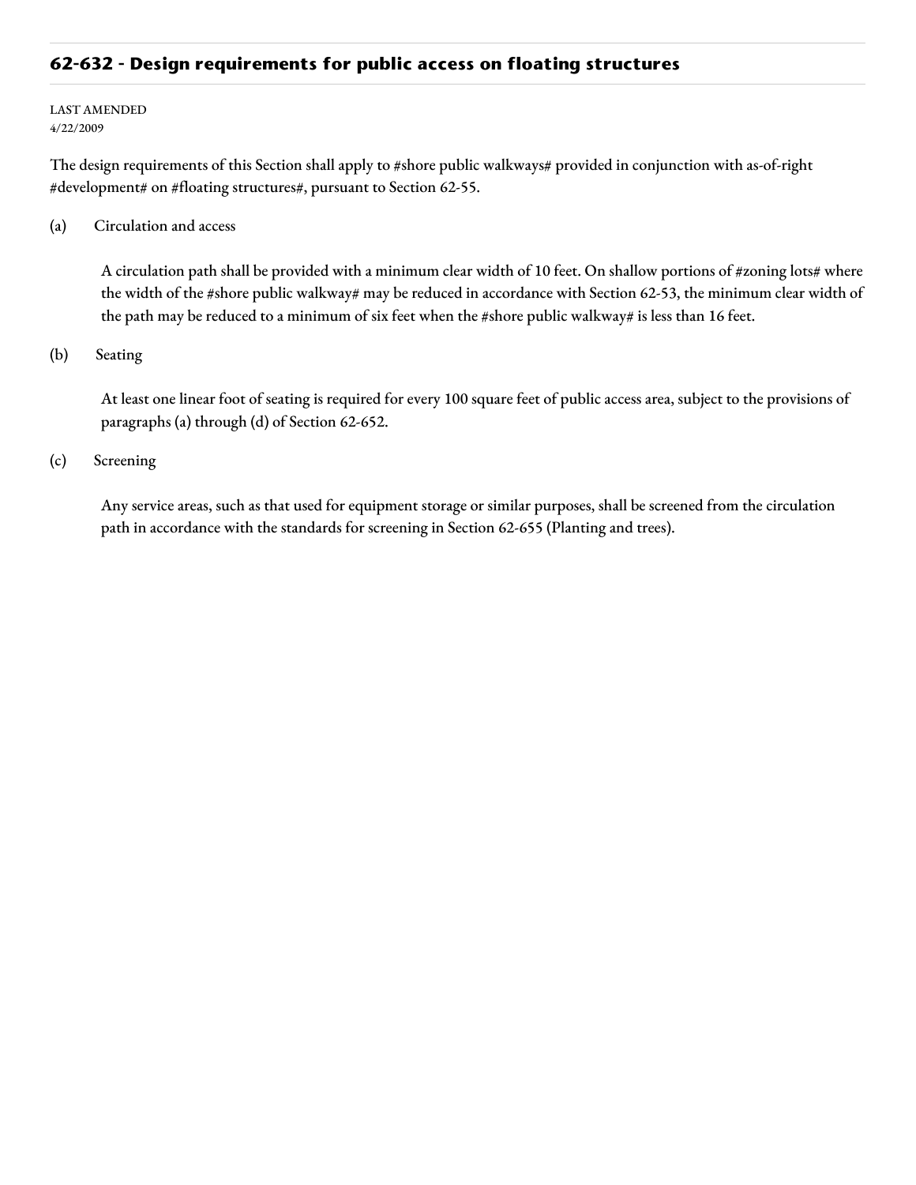## 62-632 - Design requirements for public access on floating structures

LAST AMENDED
4/22/2009

The design requirements of this Section shall apply to #shore public walkways# provided in conjunction with as-of-right #development# on #floating structures#, pursuant to Section 62-55.

(a) Circulation and access

A circulation path shall be provided with a minimum clear width of 10 feet. On shallow portions of #zoning lots# where the width of the #shore public walkway# may be reduced in accordance with Section 62-53, the minimum clear width of the path may be reduced to a minimum of six feet when the #shore public walkway# is less than 16 feet.

(b) Seating

At least one linear foot of seating is required for every 100 square feet of public access area, subject to the provisions of paragraphs (a) through (d) of Section 62-652.

(c) Screening

Any service areas, such as that used for equipment storage or similar purposes, shall be screened from the circulation path in accordance with the standards for screening in Section 62-655 (Planting and trees).